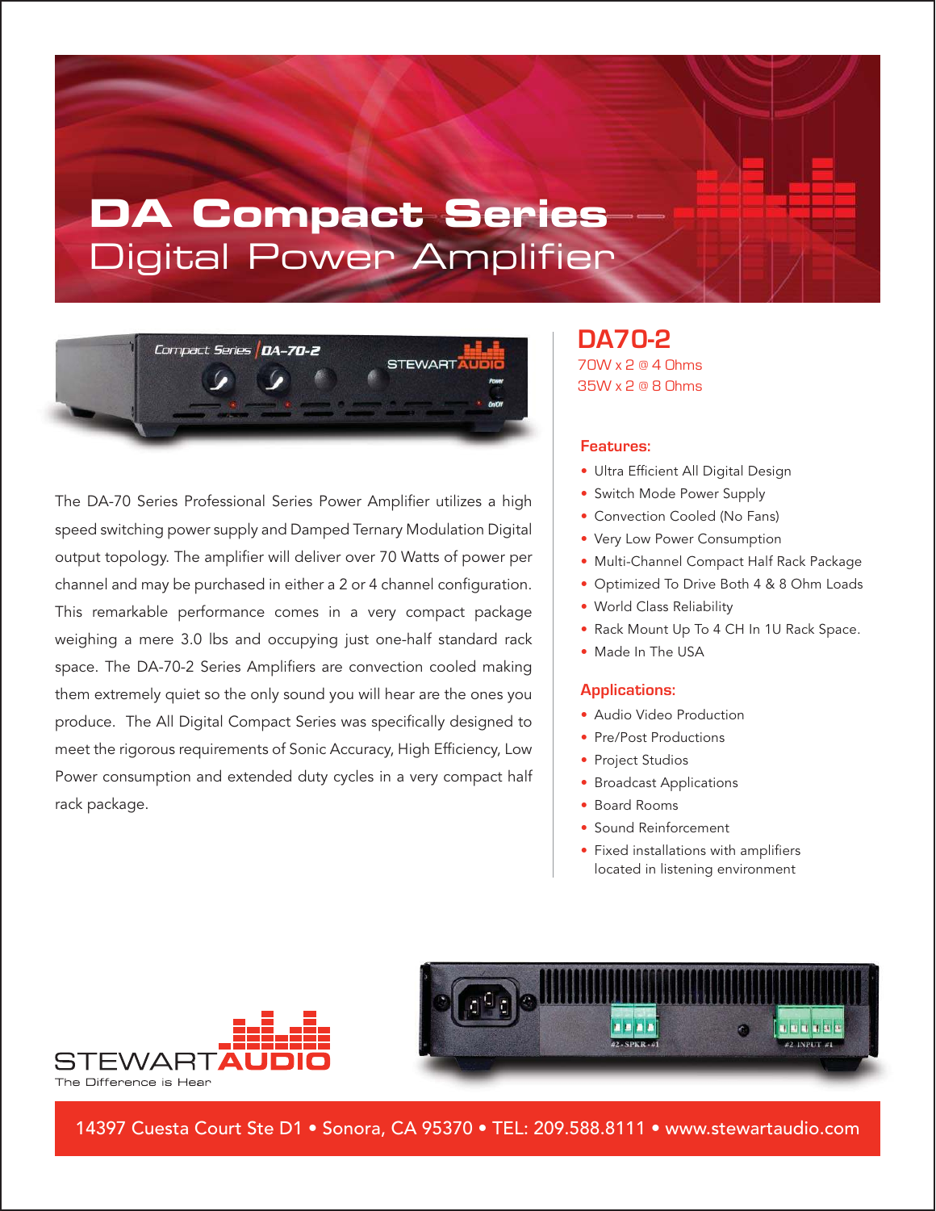# DA Compact Series

## Digital Power Amplifier

The DA-70 Series Professional Series Power Amplifier utilizes a high speed switching power supply and Damped Ternary Modulation Digital output topology. The amplifier will deliver over 70 Watts of power per channel and may be purchased in either a 2 or 4 channel configuration. This remarkable performance comes in a very compact package weighing a mere 3.0 lbs and occupying just one-half standard rack space. The DA-70-2 Series Amplifiers are convection cooled making them extremely quiet so the only sound you will hear are the ones you produce. The All Digital Compact Series was specifically designed to meet the rigorous requirements of Sonic Accuracy, High Efficiency, Low Power consumption and extended duty cycles in a very compact half rack package.

## DA70-2

70W x 2 @ 4 Ohms
35W x 2 @ 8 Ohms

### Features:

- Ultra Efficient All Digital Design
- Switch Mode Power Supply
- Convection Cooled (No Fans)
- Very Low Power Consumption
- Multi-Channel Compact Half Rack Package
- Optimized To Drive Both 4 & 8 Ohm Loads
- World Class Reliability
- Rack Mount Up To 4 CH In 1U Rack Space.
- Made In The USA

### Applications:

- Audio Video Production
- Pre/Post Productions
- Project Studios
- Broadcast Applications
- Board Rooms
- Sound Reinforcement
- Fixed installations with amplifiers located in listening environment

STEWART AUDIO
The Difference is Hear

14397 Cuesta Court Ste D1 • Sonora, CA 95370 • TEL: 209.588.8111 • www.stewartaudio.com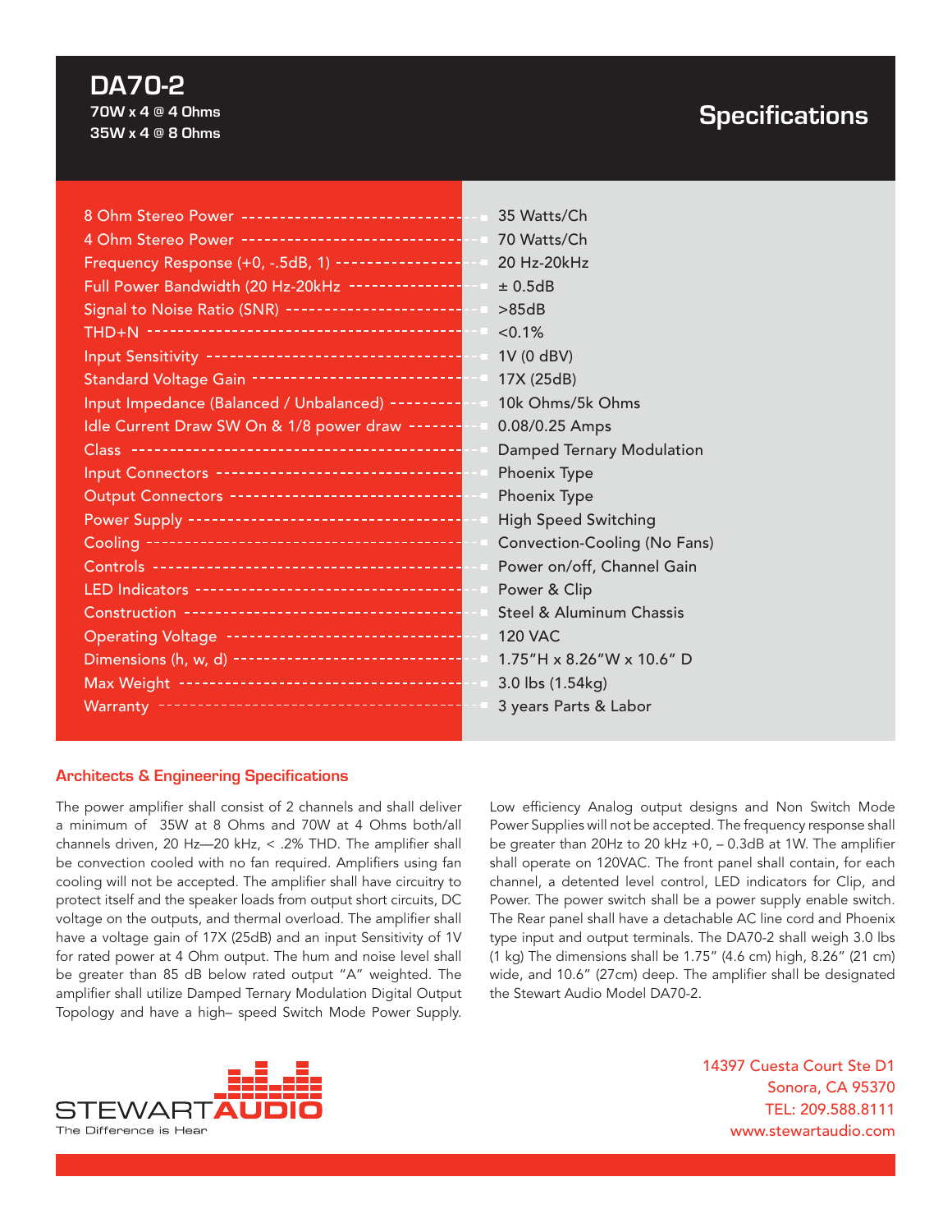# DA70-2

**70W x 4 @ 4 Ohms**
**35W x 4 @ 8 Ohms**

## Specifications

| | |
|---|---|
| 8 Ohm Stereo Power | 35 Watts/Ch |
| 4 Ohm Stereo Power | 70 Watts/Ch |
| Frequency Response (+0, -.5dB, 1) | 20 Hz-20kHz |
| Full Power Bandwidth (20 Hz-20kHz | ± 0.5dB |
| Signal to Noise Ratio (SNR) | >85dB |
| THD+N | <0.1% |
| Input Sensitivity | 1V (0 dBV) |
| Standard Voltage Gain | 17X (25dB) |
| Input Impedance (Balanced / Unbalanced) | 10k Ohms/5k Ohms |
| Idle Current Draw SW On & 1/8 power draw | 0.08/0.25 Amps |
| Class | Damped Ternary Modulation |
| Input Connectors | Phoenix Type |
| Output Connectors | Phoenix Type |
| Power Supply | High Speed Switching |
| Cooling | Convection-Cooling (No Fans) |
| Controls | Power on/off, Channel Gain |
| LED Indicators | Power & Clip |
| Construction | Steel & Aluminum Chassis |
| Operating Voltage | 120 VAC |
| Dimensions (h, w, d) | 1.75"H x 8.26"W x 10.6" D |
| Max Weight | 3.0 lbs (1.54kg) |
| Warranty | 3 years Parts & Labor |

### Architects & Engineering Specifications

The power amplifier shall consist of 2 channels and shall deliver a minimum of 35W at 8 Ohms and 70W at 4 Ohms both/all channels driven, 20 Hz—20 kHz, < .2% THD. The amplifier shall be convection cooled with no fan required. Amplifiers using fan cooling will not be accepted. The amplifier shall have circuitry to protect itself and the speaker loads from output short circuits, DC voltage on the outputs, and thermal overload. The amplifier shall have a voltage gain of 17X (25dB) and an input Sensitivity of 1V for rated power at 4 Ohm output. The hum and noise level shall be greater than 85 dB below rated output "A" weighted. The amplifier shall utilize Damped Ternary Modulation Digital Output Topology and have a high– speed Switch Mode Power Supply. Low efficiency Analog output designs and Non Switch Mode Power Supplies will not be accepted. The frequency response shall be greater than 20Hz to 20 kHz +0, – 0.3dB at 1W. The amplifier shall operate on 120VAC. The front panel shall contain, for each channel, a detented level control, LED indicators for Clip, and Power. The power switch shall be a power supply enable switch. The Rear panel shall have a detachable AC line cord and Phoenix type input and output terminals. The DA70-2 shall weigh 3.0 lbs (1 kg) The dimensions shall be 1.75" (4.6 cm) high, 8.26" (21 cm) wide, and 10.6" (27cm) deep. The amplifier shall be designated the Stewart Audio Model DA70-2.

STEWART AUDIO
The Difference is Hear

14397 Cuesta Court Ste D1
Sonora, CA 95370
TEL: 209.588.8111
www.stewartaudio.com